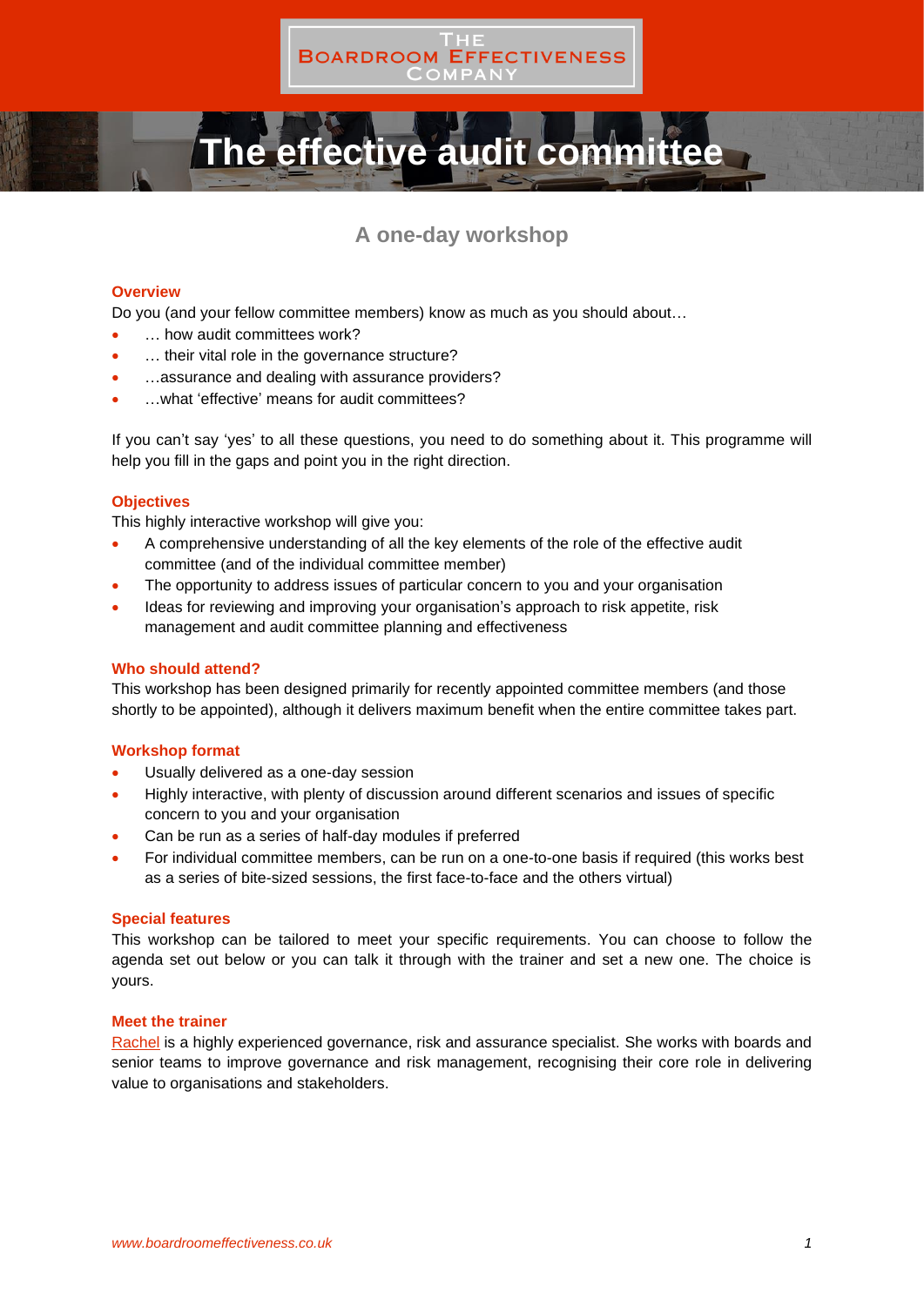# The effective audit committee

## A one-day workshop

### Overview

Do you (and your fellow committee members) know as much as you should about…

- … how audit committees work?
- … their vital role in the governance structure?
- …assurance and dealing with assurance providers?
- …what 'effective' means for audit committees?

If you can't say 'yes' to all these questions, you need to do something about it. This programme will help you fill in the gaps and point you in the right direction.

### Objectives

This highly interactive workshop will give you:

- A comprehensive understanding of all the key elements of the role of the effective audit committee (and of the individual committee member)
- The opportunity to address issues of particular concern to you and your organisation
- Ideas for reviewing and improving your organisation's approach to risk appetite, risk management and audit committee planning and effectiveness

### Who should attend?

This workshop has been designed primarily for recently appointed committee members (and those shortly to be appointed), although it delivers maximum benefit when the entire committee takes part.

### Workshop format

- Usually delivered as a one-day session
- Highly interactive, with plenty of discussion around different scenarios and issues of specific concern to you and your organisation
- Can be run as a series of half-day modules if preferred
- For individual committee members, can be run on a one-to-one basis if required (this works best as a series of bite-sized sessions, the first face-to-face and the others virtual)

### Special features

This workshop can be tailored to meet your specific requirements. You can choose to follow the agenda set out below or you can talk it through with the trainer and set a new one. The choice is yours.

### Meet the trainer

Rachel is a highly experienced governance, risk and assurance specialist. She works with boards and senior teams to improve governance and risk management, recognising their core role in delivering value to organisations and stakeholders.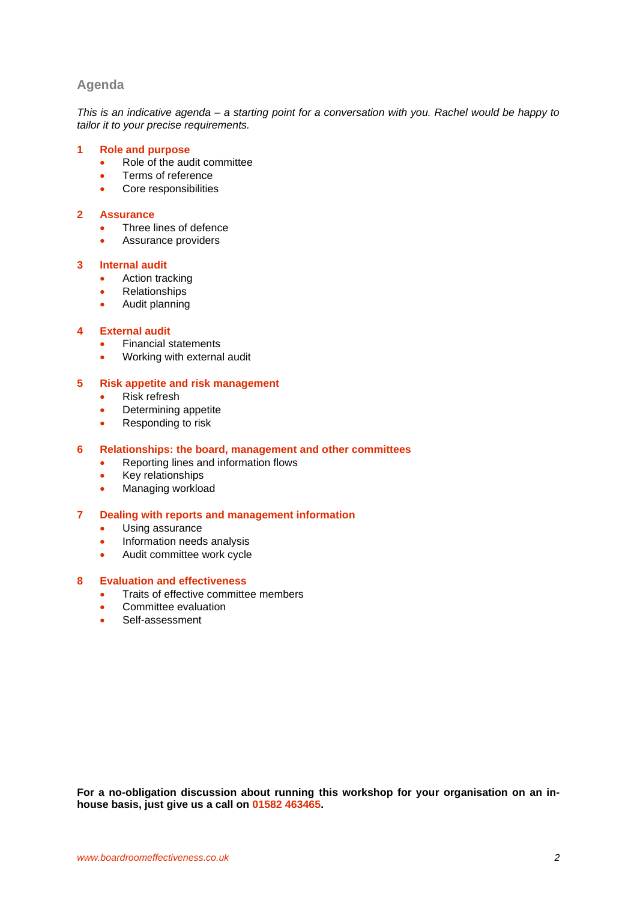## Agenda

*This is an indicative agenda – a starting point for a conversation with you. Rachel would be happy to tailor it to your precise requirements.*

### 1 Role and purpose

- Role of the audit committee
- Terms of reference
- Core responsibilities

### 2 Assurance

- Three lines of defence
- Assurance providers

### 3 Internal audit

- Action tracking
- Relationships
- Audit planning

### 4 External audit

- Financial statements
- Working with external audit

### 5 Risk appetite and risk management

- Risk refresh
- Determining appetite
- Responding to risk

### 6 Relationships: the board, management and other committees

- Reporting lines and information flows
- Key relationships
- Managing workload

### 7 Dealing with reports and management information

- Using assurance
- Information needs analysis
- Audit committee work cycle

### 8 Evaluation and effectiveness

- Traits of effective committee members
- Committee evaluation
- Self-assessment

**For a no-obligation discussion about running this workshop for your organisation on an in-house basis, just give us a call on 01582 463465.**

*www.boardroomeffectiveness.co.uk*